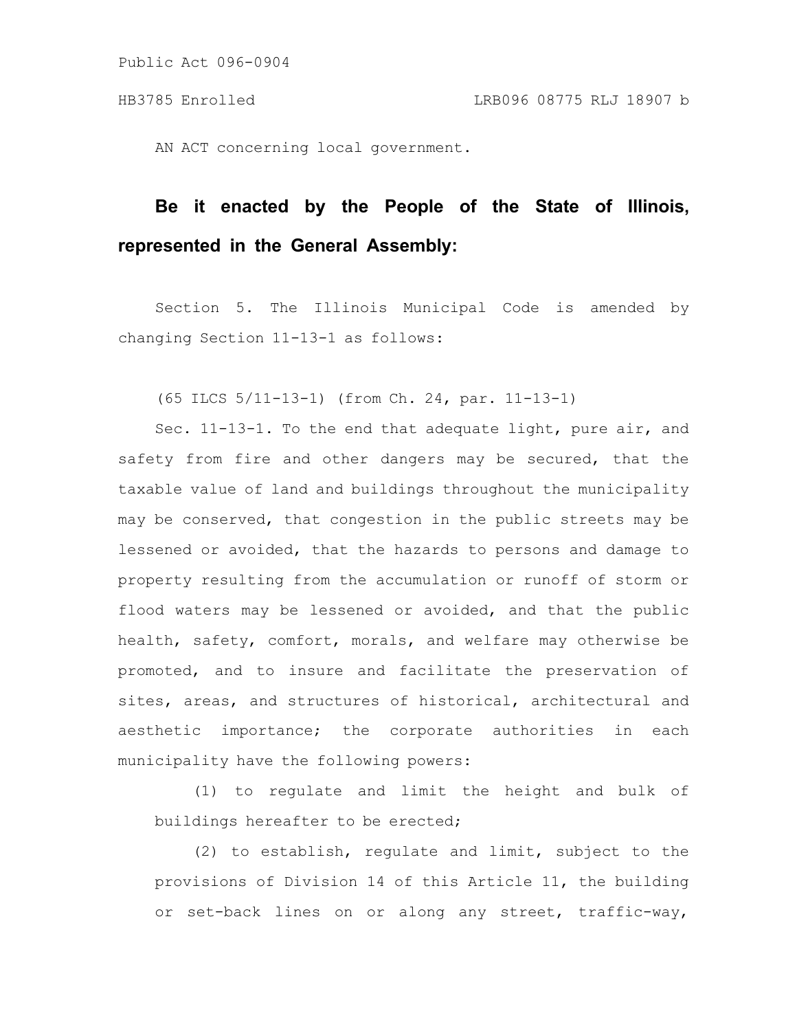Public Act 096-0904

HB3785 Enrolled LRB096 08775 RLJ 18907 b

AN ACT concerning local government.

**Be it enacted by the People of the State of Illinois, represented in the General Assembly:**

Section 5. The Illinois Municipal Code is amended by changing Section 11-13-1 as follows:

(65 ILCS 5/11-13-1) (from Ch. 24, par. 11-13-1)

Sec. 11-13-1. To the end that adequate light, pure air, and safety from fire and other dangers may be secured, that the taxable value of land and buildings throughout the municipality may be conserved, that congestion in the public streets may be lessened or avoided, that the hazards to persons and damage to property resulting from the accumulation or runoff of storm or flood waters may be lessened or avoided, and that the public health, safety, comfort, morals, and welfare may otherwise be promoted, and to insure and facilitate the preservation of sites, areas, and structures of historical, architectural and aesthetic importance; the corporate authorities in each municipality have the following powers:

(1) to regulate and limit the height and bulk of buildings hereafter to be erected;

(2) to establish, regulate and limit, subject to the provisions of Division 14 of this Article 11, the building or set-back lines on or along any street, traffic-way,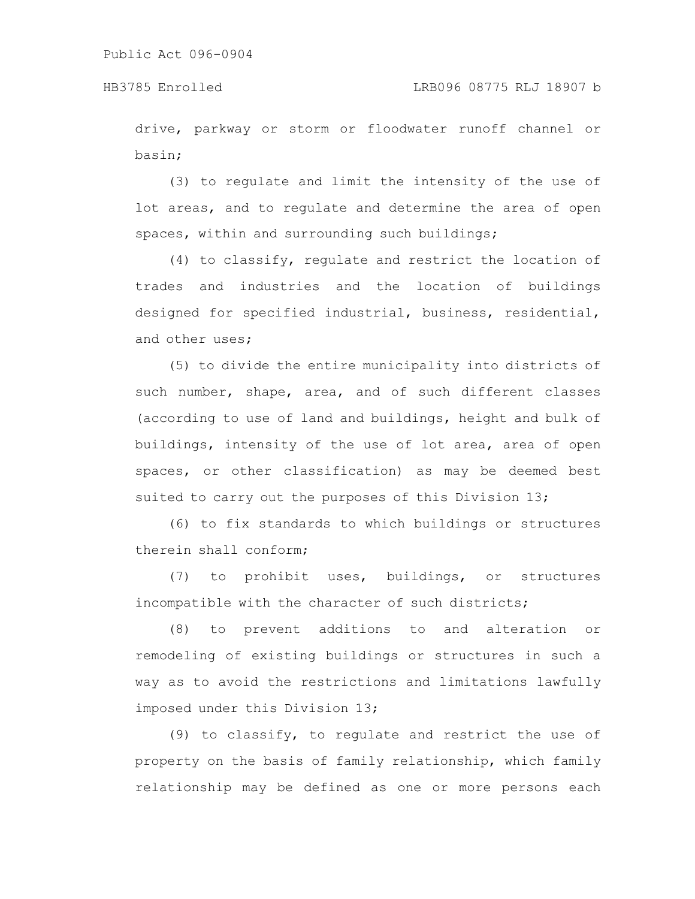drive, parkway or storm or floodwater runoff channel or basin;

(3) to regulate and limit the intensity of the use of lot areas, and to regulate and determine the area of open spaces, within and surrounding such buildings;

(4) to classify, regulate and restrict the location of trades and industries and the location of buildings designed for specified industrial, business, residential, and other uses;

(5) to divide the entire municipality into districts of such number, shape, area, and of such different classes (according to use of land and buildings, height and bulk of buildings, intensity of the use of lot area, area of open spaces, or other classification) as may be deemed best suited to carry out the purposes of this Division 13;

(6) to fix standards to which buildings or structures therein shall conform;

(7) to prohibit uses, buildings, or structures incompatible with the character of such districts;

(8) to prevent additions to and alteration or remodeling of existing buildings or structures in such a way as to avoid the restrictions and limitations lawfully imposed under this Division 13;

(9) to classify, to regulate and restrict the use of property on the basis of family relationship, which family relationship may be defined as one or more persons each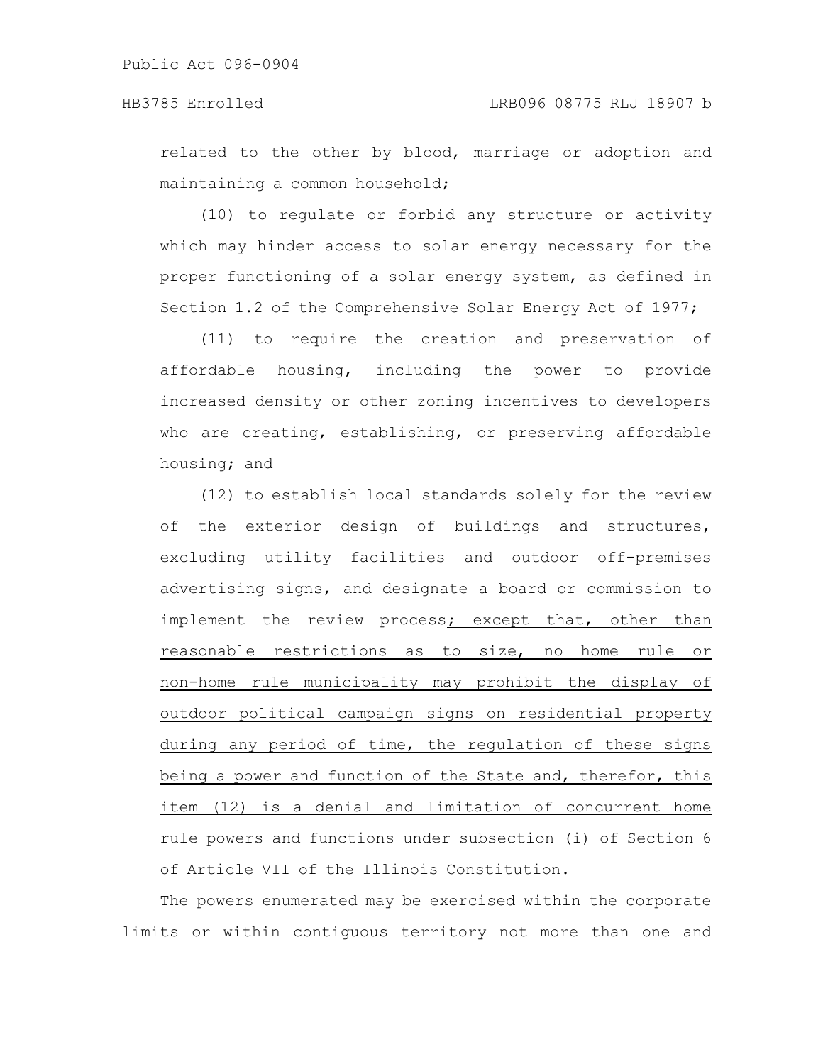related to the other by blood, marriage or adoption and maintaining a common household;

(10) to regulate or forbid any structure or activity which may hinder access to solar energy necessary for the proper functioning of a solar energy system, as defined in Section 1.2 of the Comprehensive Solar Energy Act of 1977;

(11) to require the creation and preservation of affordable housing, including the power to provide increased density or other zoning incentives to developers who are creating, establishing, or preserving affordable housing; and

(12) to establish local standards solely for the review of the exterior design of buildings and structures, excluding utility facilities and outdoor off-premises advertising signs, and designate a board or commission to implement the review process; except that, other than reasonable restrictions as to size, no home rule or non-home rule municipality may prohibit the display of outdoor political campaign signs on residential property during any period of time, the regulation of these signs being a power and function of the State and, therefor, this item (12) is a denial and limitation of concurrent home rule powers and functions under subsection (i) of Section 6 of Article VII of the Illinois Constitution.

The powers enumerated may be exercised within the corporate limits or within contiguous territory not more than one and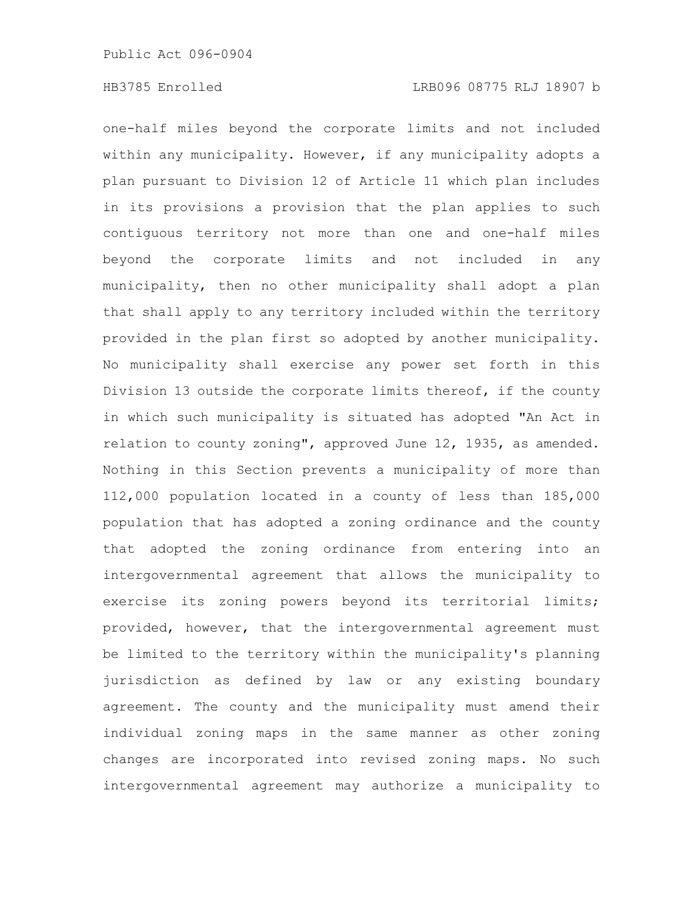one-half miles beyond the corporate limits and not included within any municipality. However, if any municipality adopts a plan pursuant to Division 12 of Article 11 which plan includes in its provisions a provision that the plan applies to such contiguous territory not more than one and one-half miles beyond the corporate limits and not included in any municipality, then no other municipality shall adopt a plan that shall apply to any territory included within the territory provided in the plan first so adopted by another municipality. No municipality shall exercise any power set forth in this Division 13 outside the corporate limits thereof, if the county in which such municipality is situated has adopted "An Act in relation to county zoning", approved June 12, 1935, as amended. Nothing in this Section prevents a municipality of more than 112,000 population located in a county of less than 185,000 population that has adopted a zoning ordinance and the county that adopted the zoning ordinance from entering into an intergovernmental agreement that allows the municipality to exercise its zoning powers beyond its territorial limits; provided, however, that the intergovernmental agreement must be limited to the territory within the municipality's planning jurisdiction as defined by law or any existing boundary agreement. The county and the municipality must amend their individual zoning maps in the same manner as other zoning changes are incorporated into revised zoning maps. No such intergovernmental agreement may authorize a municipality to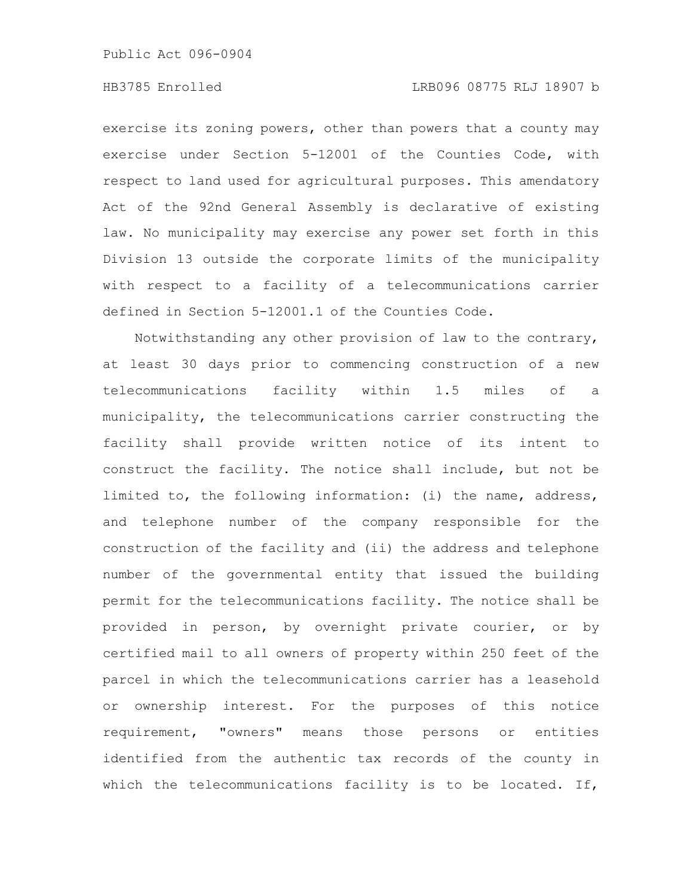exercise its zoning powers, other than powers that a county may exercise under Section 5-12001 of the Counties Code, with respect to land used for agricultural purposes. This amendatory Act of the 92nd General Assembly is declarative of existing law. No municipality may exercise any power set forth in this Division 13 outside the corporate limits of the municipality with respect to a facility of a telecommunications carrier defined in Section 5-12001.1 of the Counties Code.

Notwithstanding any other provision of law to the contrary, at least 30 days prior to commencing construction of a new telecommunications facility within 1.5 miles of a municipality, the telecommunications carrier constructing the facility shall provide written notice of its intent to construct the facility. The notice shall include, but not be limited to, the following information: (i) the name, address, and telephone number of the company responsible for the construction of the facility and (ii) the address and telephone number of the governmental entity that issued the building permit for the telecommunications facility. The notice shall be provided in person, by overnight private courier, or by certified mail to all owners of property within 250 feet of the parcel in which the telecommunications carrier has a leasehold or ownership interest. For the purposes of this notice requirement, "owners" means those persons or entities identified from the authentic tax records of the county in which the telecommunications facility is to be located. If,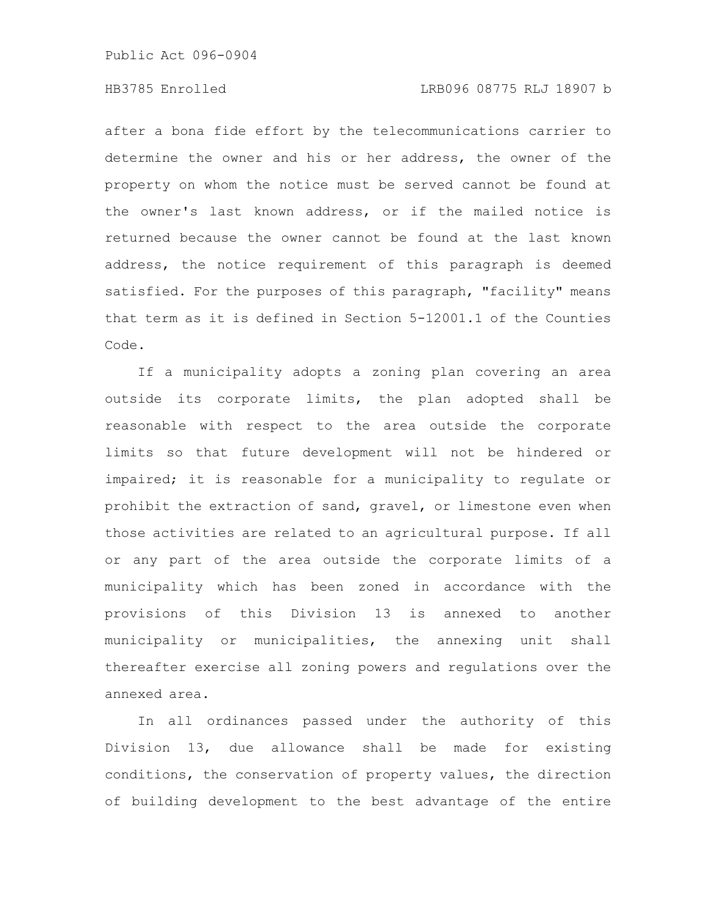after a bona fide effort by the telecommunications carrier to determine the owner and his or her address, the owner of the property on whom the notice must be served cannot be found at the owner's last known address, or if the mailed notice is returned because the owner cannot be found at the last known address, the notice requirement of this paragraph is deemed satisfied. For the purposes of this paragraph, "facility" means that term as it is defined in Section 5-12001.1 of the Counties Code.

If a municipality adopts a zoning plan covering an area outside its corporate limits, the plan adopted shall be reasonable with respect to the area outside the corporate limits so that future development will not be hindered or impaired; it is reasonable for a municipality to regulate or prohibit the extraction of sand, gravel, or limestone even when those activities are related to an agricultural purpose. If all or any part of the area outside the corporate limits of a municipality which has been zoned in accordance with the provisions of this Division 13 is annexed to another municipality or municipalities, the annexing unit shall thereafter exercise all zoning powers and regulations over the annexed area.

In all ordinances passed under the authority of this Division 13, due allowance shall be made for existing conditions, the conservation of property values, the direction of building development to the best advantage of the entire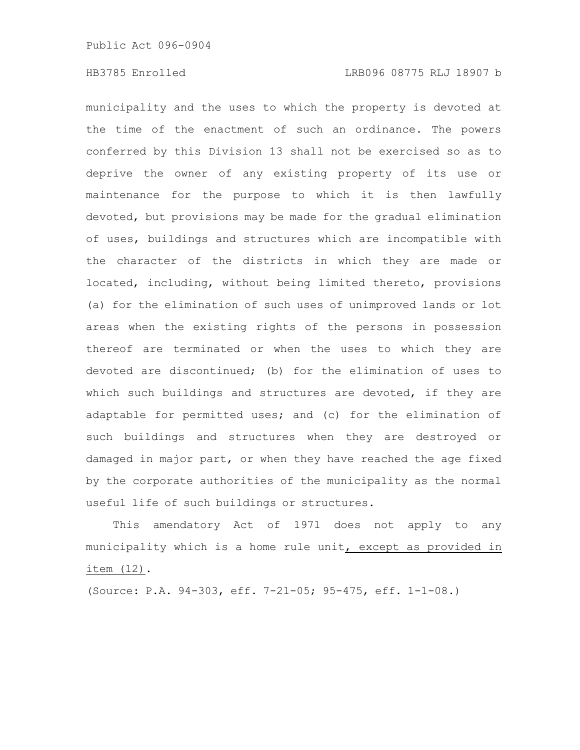municipality and the uses to which the property is devoted at the time of the enactment of such an ordinance. The powers conferred by this Division 13 shall not be exercised so as to deprive the owner of any existing property of its use or maintenance for the purpose to which it is then lawfully devoted, but provisions may be made for the gradual elimination of uses, buildings and structures which are incompatible with the character of the districts in which they are made or located, including, without being limited thereto, provisions (a) for the elimination of such uses of unimproved lands or lot areas when the existing rights of the persons in possession thereof are terminated or when the uses to which they are devoted are discontinued; (b) for the elimination of uses to which such buildings and structures are devoted, if they are adaptable for permitted uses; and (c) for the elimination of such buildings and structures when they are destroyed or damaged in major part, or when they have reached the age fixed by the corporate authorities of the municipality as the normal useful life of such buildings or structures.

This amendatory Act of 1971 does not apply to any municipality which is a home rule unit, except as provided in item (12).

(Source: P.A. 94-303, eff. 7-21-05; 95-475, eff. 1-1-08.)